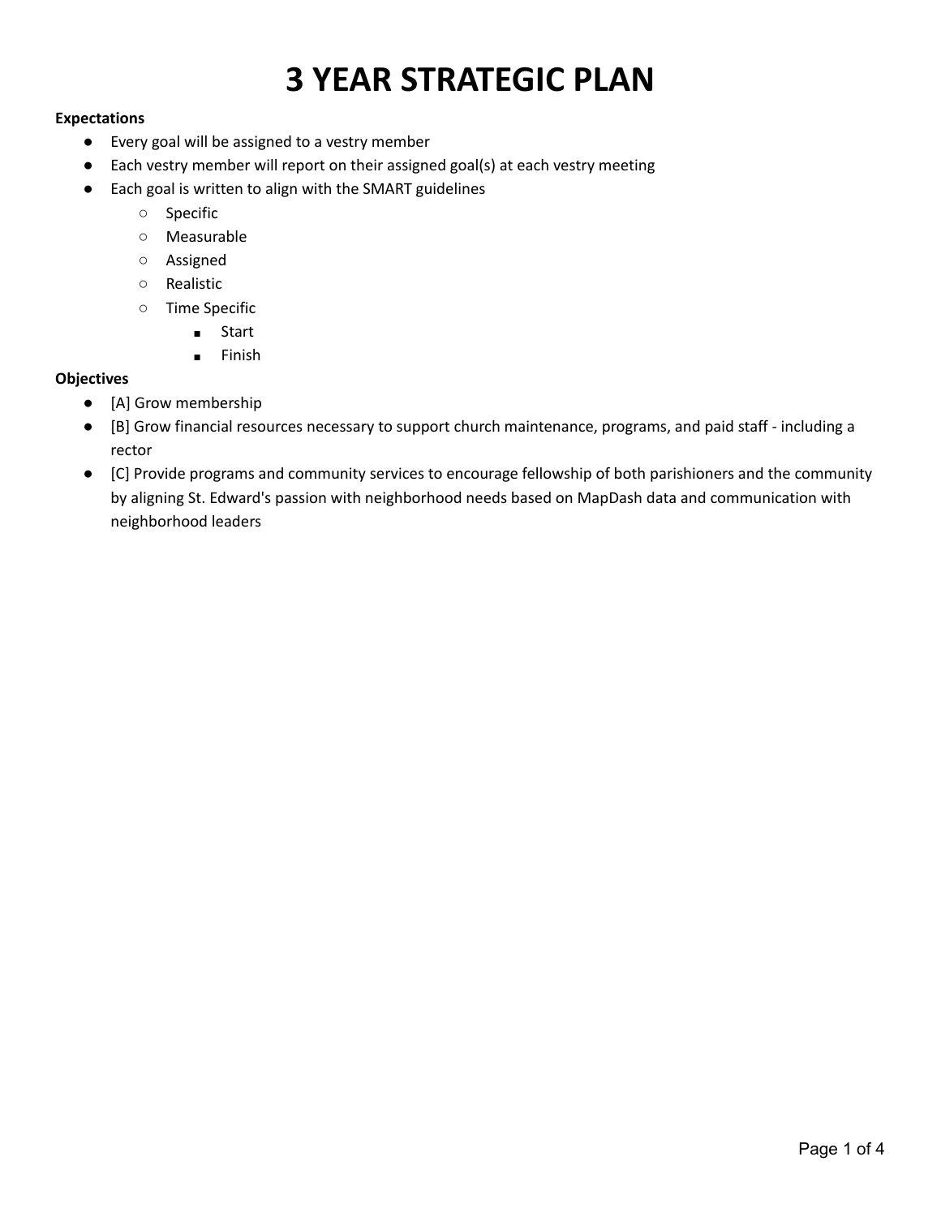# 3 YEAR STRATEGIC PLAN

**Expectations**

- Every goal will be assigned to a vestry member
- Each vestry member will report on their assigned goal(s) at each vestry meeting
- Each goal is written to align with the SMART guidelines
    - Specific
    - Measurable
    - Assigned
    - Realistic
    - Time Specific
        - Start
        - Finish

**Objectives**

- [A] Grow membership
- [B] Grow financial resources necessary to support church maintenance, programs, and paid staff - including a rector
- [C] Provide programs and community services to encourage fellowship of both parishioners and the community by aligning St. Edward's passion with neighborhood needs based on MapDash data and communication with neighborhood leaders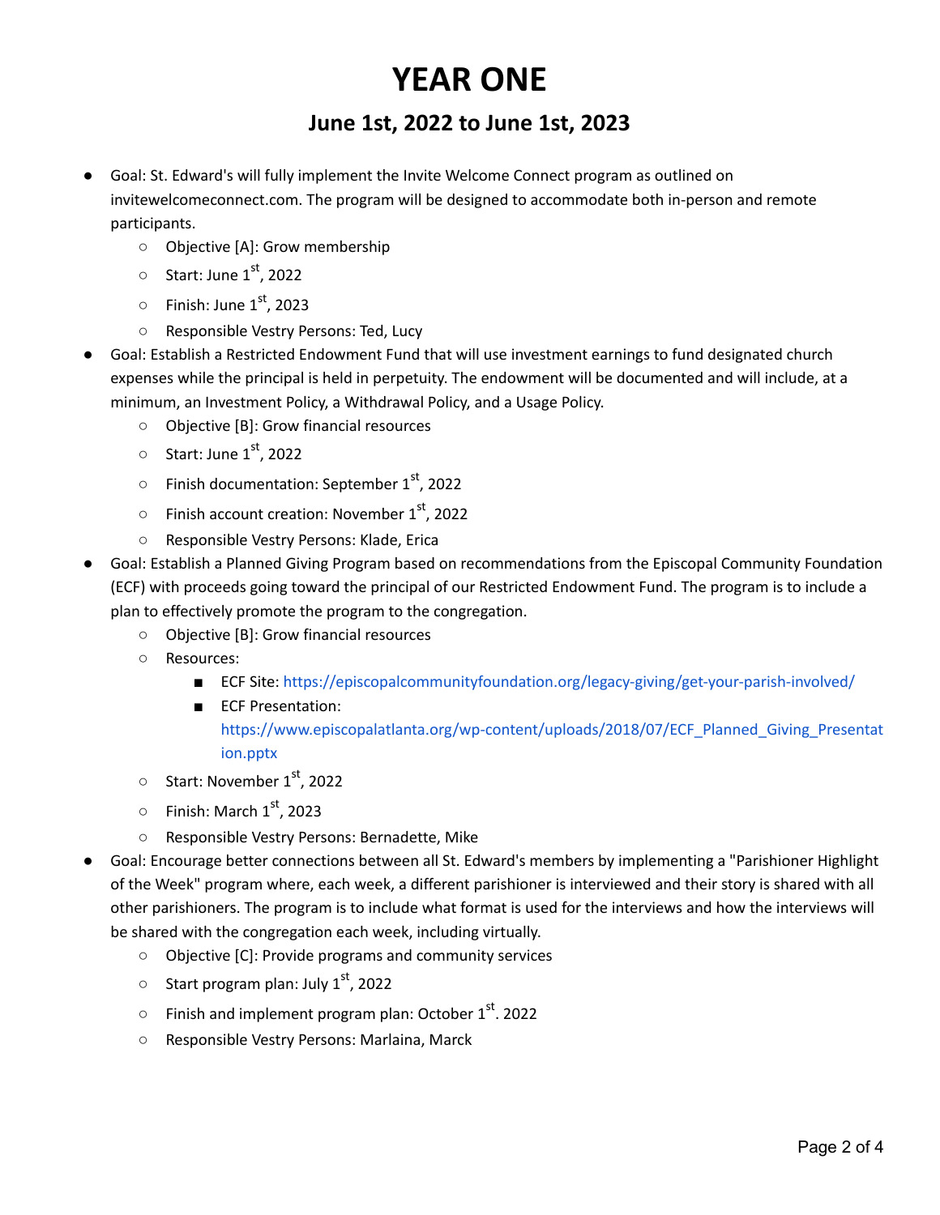# YEAR ONE

## June 1st, 2022 to June 1st, 2023

- Goal: St. Edward's will fully implement the Invite Welcome Connect program as outlined on invitewelcomeconnect.com. The program will be designed to accommodate both in-person and remote participants.
  - Objective [A]: Grow membership
  - Start: June 1st, 2022
  - Finish: June 1st, 2023
  - Responsible Vestry Persons: Ted, Lucy
- Goal: Establish a Restricted Endowment Fund that will use investment earnings to fund designated church expenses while the principal is held in perpetuity. The endowment will be documented and will include, at a minimum, an Investment Policy, a Withdrawal Policy, and a Usage Policy.
  - Objective [B]: Grow financial resources
  - Start: June 1st, 2022
  - Finish documentation: September 1st, 2022
  - Finish account creation: November 1st, 2022
  - Responsible Vestry Persons: Klade, Erica
- Goal: Establish a Planned Giving Program based on recommendations from the Episcopal Community Foundation (ECF) with proceeds going toward the principal of our Restricted Endowment Fund. The program is to include a plan to effectively promote the program to the congregation.
  - Objective [B]: Grow financial resources
  - Resources:
    - ECF Site: https://episcopalcommunityfoundation.org/legacy-giving/get-your-parish-involved/
    - ECF Presentation: https://www.episcopalatlanta.org/wp-content/uploads/2018/07/ECF_Planned_Giving_Presentation.pptx
  - Start: November 1st, 2022
  - Finish: March 1st, 2023
  - Responsible Vestry Persons: Bernadette, Mike
- Goal: Encourage better connections between all St. Edward's members by implementing a "Parishioner Highlight of the Week" program where, each week, a different parishioner is interviewed and their story is shared with all other parishioners. The program is to include what format is used for the interviews and how the interviews will be shared with the congregation each week, including virtually.
  - Objective [C]: Provide programs and community services
  - Start program plan: July 1st, 2022
  - Finish and implement program plan: October 1st. 2022
  - Responsible Vestry Persons: Marlaina, Marck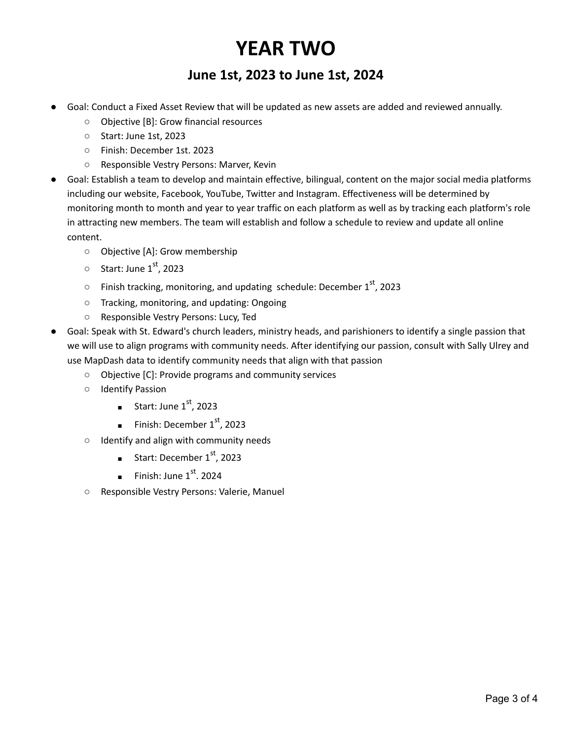# YEAR TWO

## June 1st, 2023 to June 1st, 2024

- Goal: Conduct a Fixed Asset Review that will be updated as new assets are added and reviewed annually.
  - Objective [B]: Grow financial resources
  - Start: June 1st, 2023
  - Finish: December 1st. 2023
  - Responsible Vestry Persons: Marver, Kevin
- Goal: Establish a team to develop and maintain effective, bilingual, content on the major social media platforms including our website, Facebook, YouTube, Twitter and Instagram. Effectiveness will be determined by monitoring month to month and year to year traffic on each platform as well as by tracking each platform's role in attracting new members. The team will establish and follow a schedule to review and update all online content.
  - Objective [A]: Grow membership
  - Start: June 1st, 2023
  - Finish tracking, monitoring, and updating schedule: December 1st, 2023
  - Tracking, monitoring, and updating: Ongoing
  - Responsible Vestry Persons: Lucy, Ted
- Goal: Speak with St. Edward's church leaders, ministry heads, and parishioners to identify a single passion that we will use to align programs with community needs. After identifying our passion, consult with Sally Ulrey and use MapDash data to identify community needs that align with that passion
  - Objective [C]: Provide programs and community services
  - Identify Passion
    - Start: June 1st, 2023
    - Finish: December 1st, 2023
  - Identify and align with community needs
    - Start: December 1st, 2023
    - Finish: June 1st. 2024
  - Responsible Vestry Persons: Valerie, Manuel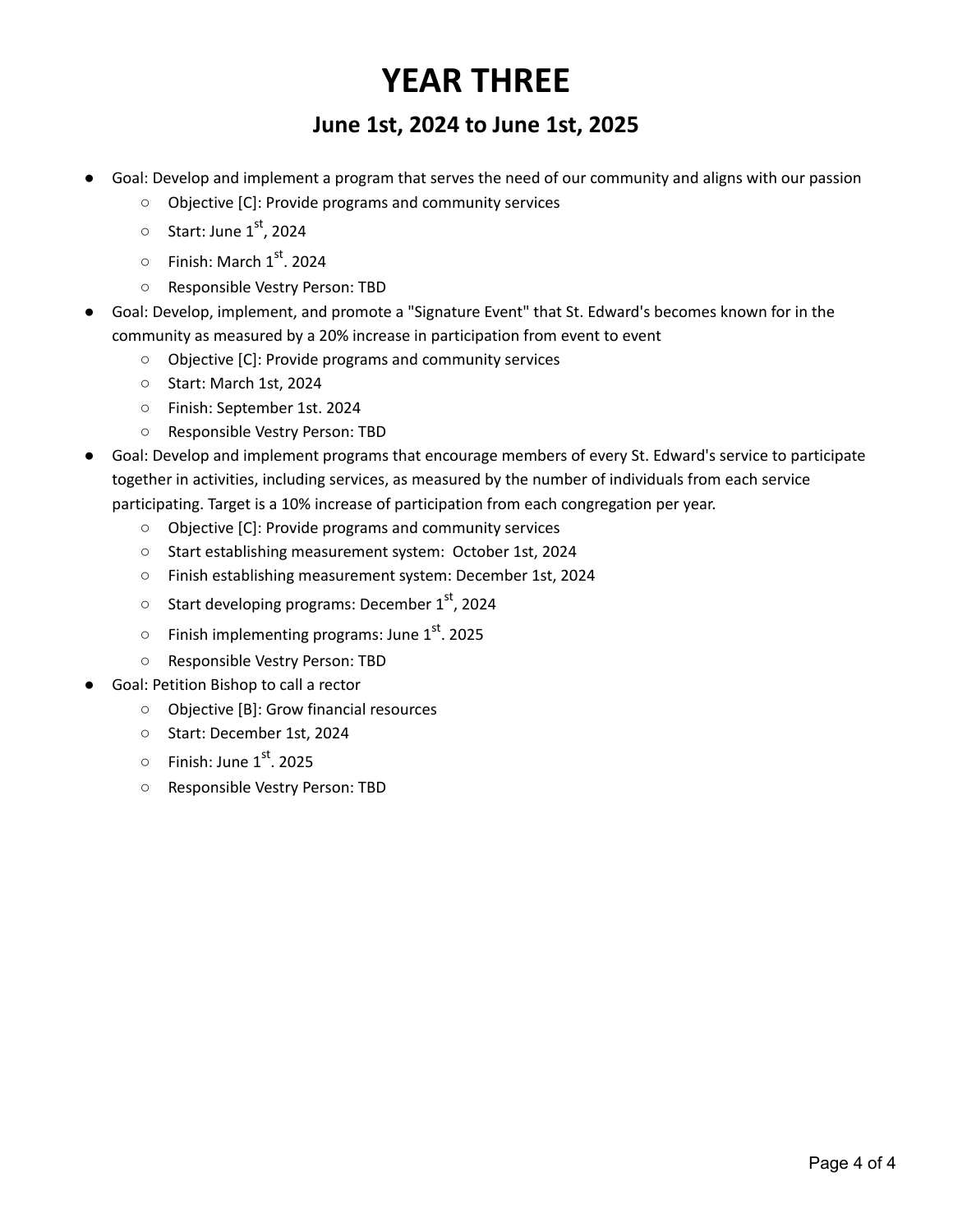# YEAR THREE

## June 1st, 2024 to June 1st, 2025

- Goal: Develop and implement a program that serves the need of our community and aligns with our passion
    - Objective [C]: Provide programs and community services
    - Start: June 1st, 2024
    - Finish: March 1st. 2024
    - Responsible Vestry Person: TBD
- Goal: Develop, implement, and promote a "Signature Event" that St. Edward's becomes known for in the community as measured by a 20% increase in participation from event to event
    - Objective [C]: Provide programs and community services
    - Start: March 1st, 2024
    - Finish: September 1st. 2024
    - Responsible Vestry Person: TBD
- Goal: Develop and implement programs that encourage members of every St. Edward's service to participate together in activities, including services, as measured by the number of individuals from each service participating. Target is a 10% increase of participation from each congregation per year.
    - Objective [C]: Provide programs and community services
    - Start establishing measurement system: October 1st, 2024
    - Finish establishing measurement system: December 1st, 2024
    - Start developing programs: December 1st, 2024
    - Finish implementing programs: June 1st. 2025
    - Responsible Vestry Person: TBD
- Goal: Petition Bishop to call a rector
    - Objective [B]: Grow financial resources
    - Start: December 1st, 2024
    - Finish: June 1st. 2025
    - Responsible Vestry Person: TBD